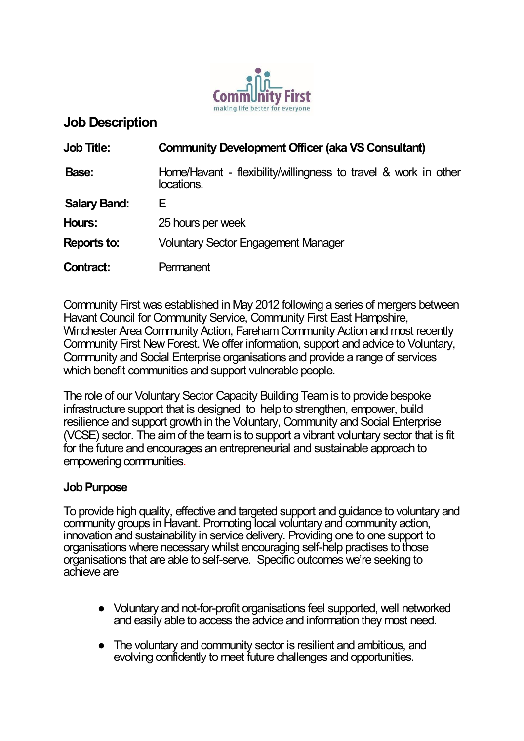Community First
making life better for everyone

# Job Description

| | |
|---|---|
| **Job Title:** | **Community Development Officer (aka VS Consultant)** |
| **Base:** | Home/Havant - flexibility/willingness to travel & work in other locations. |
| **Salary Band:** | E |
| **Hours:** | 25 hours per week |
| **Reports to:** | Voluntary Sector Engagement Manager |
| **Contract:** | Permanent |

Community First was established in May 2012 following a series of mergers between Havant Council for Community Service, Community First East Hampshire, Winchester Area Community Action, Fareham Community Action and most recently Community First New Forest. We offer information, support and advice to Voluntary, Community and Social Enterprise organisations and provide a range of services which benefit communities and support vulnerable people.

The role of our Voluntary Sector Capacity Building Team is to provide bespoke infrastructure support that is designed to help to strengthen, empower, build resilience and support growth in the Voluntary, Community and Social Enterprise (VCSE) sector. The aim of the team is to support a vibrant voluntary sector that is fit for the future and encourages an entrepreneurial and sustainable approach to empowering communities.

## Job Purpose

To provide high quality, effective and targeted support and guidance to voluntary and community groups in Havant. Promoting local voluntary and community action, innovation and sustainability in service delivery. Providing one to one support to organisations where necessary whilst encouraging self-help practises to those organisations that are able to self-serve. Specific outcomes we're seeking to achieve are

- Voluntary and not-for-profit organisations feel supported, well networked and easily able to access the advice and information they most need.
- The voluntary and community sector is resilient and ambitious, and evolving confidently to meet future challenges and opportunities.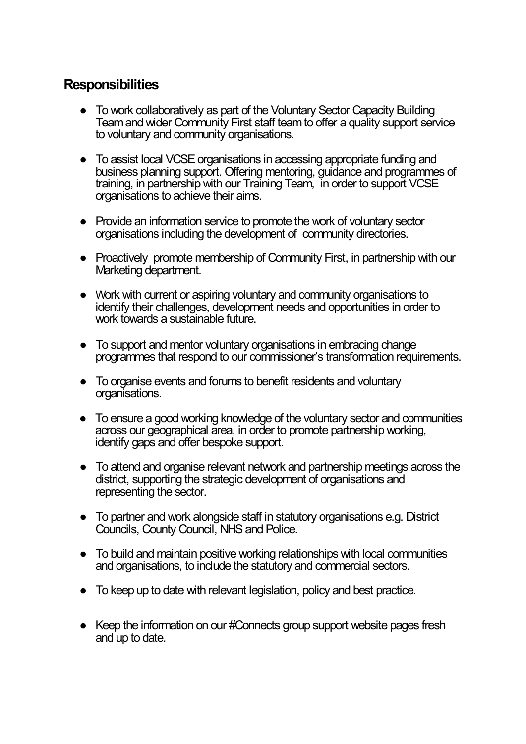## Responsibilities

- To work collaboratively as part of the Voluntary Sector Capacity Building Team and wider Community First staff team to offer a quality support service to voluntary and community organisations.
- To assist local VCSE organisations in accessing appropriate funding and business planning support. Offering mentoring, guidance and programmes of training, in partnership with our Training Team, in order to support VCSE organisations to achieve their aims.
- Provide an information service to promote the work of voluntary sector organisations including the development of community directories.
- Proactively promote membership of Community First, in partnership with our Marketing department.
- Work with current or aspiring voluntary and community organisations to identify their challenges, development needs and opportunities in order to work towards a sustainable future.
- To support and mentor voluntary organisations in embracing change programmes that respond to our commissioner's transformation requirements.
- To organise events and forums to benefit residents and voluntary organisations.
- To ensure a good working knowledge of the voluntary sector and communities across our geographical area, in order to promote partnership working, identify gaps and offer bespoke support.
- To attend and organise relevant network and partnership meetings across the district, supporting the strategic development of organisations and representing the sector.
- To partner and work alongside staff in statutory organisations e.g. District Councils, County Council, NHS and Police.
- To build and maintain positive working relationships with local communities and organisations, to include the statutory and commercial sectors.
- To keep up to date with relevant legislation, policy and best practice.
- Keep the information on our #Connects group support website pages fresh and up to date.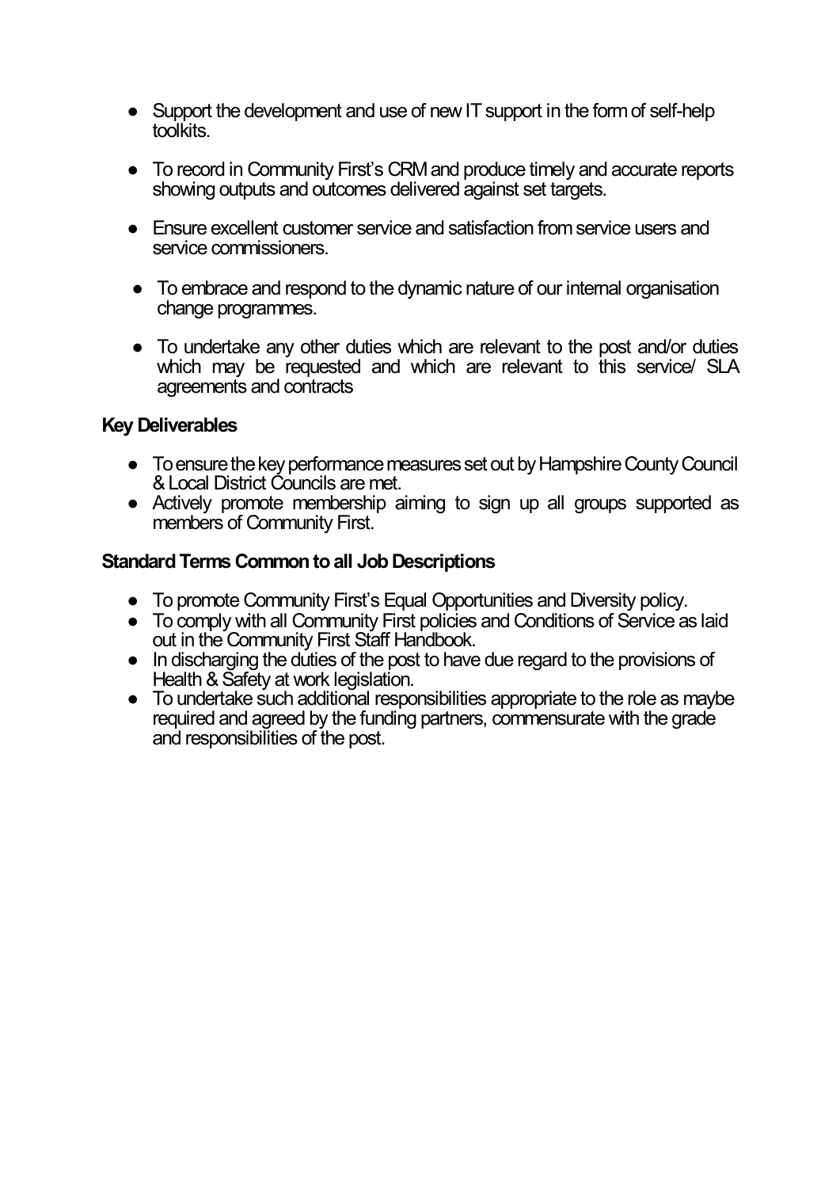- Support the development and use of new IT support in the form of self-help toolkits.
- To record in Community First's CRM and produce timely and accurate reports showing outputs and outcomes delivered against set targets.
- Ensure excellent customer service and satisfaction from service users and service commissioners.
- To embrace and respond to the dynamic nature of our internal organisation change programmes.
- To undertake any other duties which are relevant to the post and/or duties which may be requested and which are relevant to this service/ SLA agreements and contracts

**Key Deliverables**

- To ensure the key performance measures set out by Hampshire County Council & Local District Councils are met.
- Actively promote membership aiming to sign up all groups supported as members of Community First.

**Standard Terms Common to all Job Descriptions**

- To promote Community First's Equal Opportunities and Diversity policy.
- To comply with all Community First policies and Conditions of Service as laid out in the Community First Staff Handbook.
- In discharging the duties of the post to have due regard to the provisions of Health & Safety at work legislation.
- To undertake such additional responsibilities appropriate to the role as maybe required and agreed by the funding partners, commensurate with the grade and responsibilities of the post.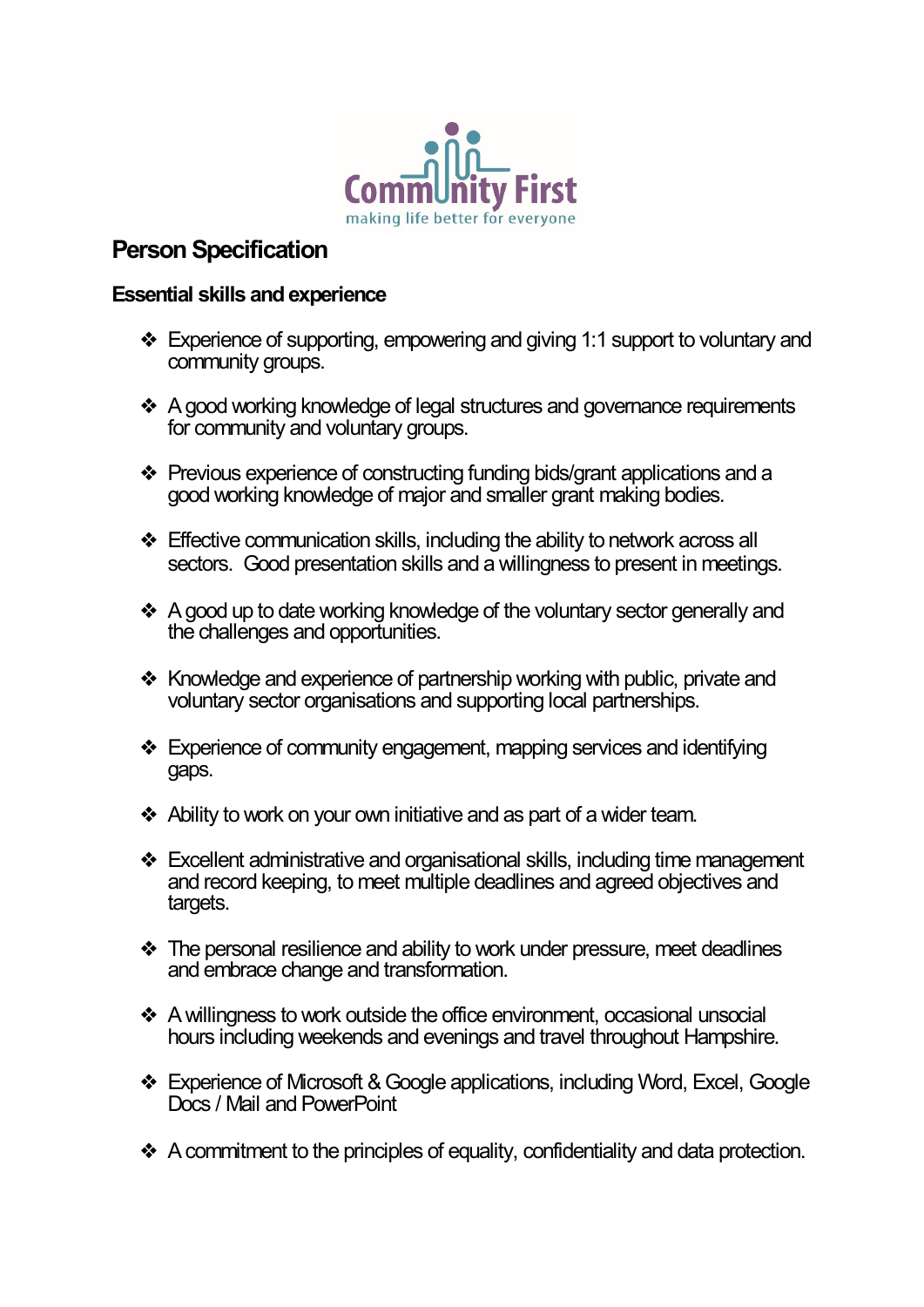# Person Specification

## Essential skills and experience

- Experience of supporting, empowering and giving 1:1 support to voluntary and community groups.
- A good working knowledge of legal structures and governance requirements for community and voluntary groups.
- Previous experience of constructing funding bids/grant applications and a good working knowledge of major and smaller grant making bodies.
- Effective communication skills, including the ability to network across all sectors. Good presentation skills and a willingness to present in meetings.
- A good up to date working knowledge of the voluntary sector generally and the challenges and opportunities.
- Knowledge and experience of partnership working with public, private and voluntary sector organisations and supporting local partnerships.
- Experience of community engagement, mapping services and identifying gaps.
- Ability to work on your own initiative and as part of a wider team.
- Excellent administrative and organisational skills, including time management and record keeping, to meet multiple deadlines and agreed objectives and targets.
- The personal resilience and ability to work under pressure, meet deadlines and embrace change and transformation.
- A willingness to work outside the office environment, occasional unsocial hours including weekends and evenings and travel throughout Hampshire.
- Experience of Microsoft & Google applications, including Word, Excel, Google Docs / Mail and PowerPoint
- A commitment to the principles of equality, confidentiality and data protection.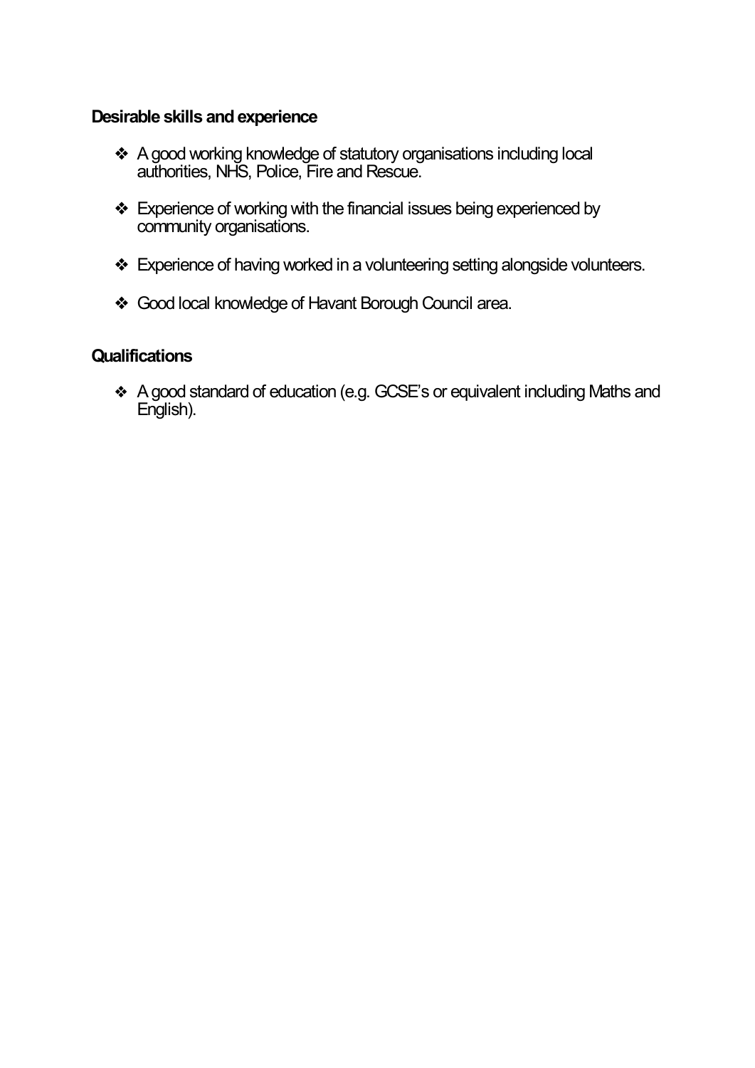**Desirable skills and experience**

- A good working knowledge of statutory organisations including local authorities, NHS, Police, Fire and Rescue.
- Experience of working with the financial issues being experienced by community organisations.
- Experience of having worked in a volunteering setting alongside volunteers.
- Good local knowledge of Havant Borough Council area.

**Qualifications**

- A good standard of education (e.g. GCSE's or equivalent including Maths and English).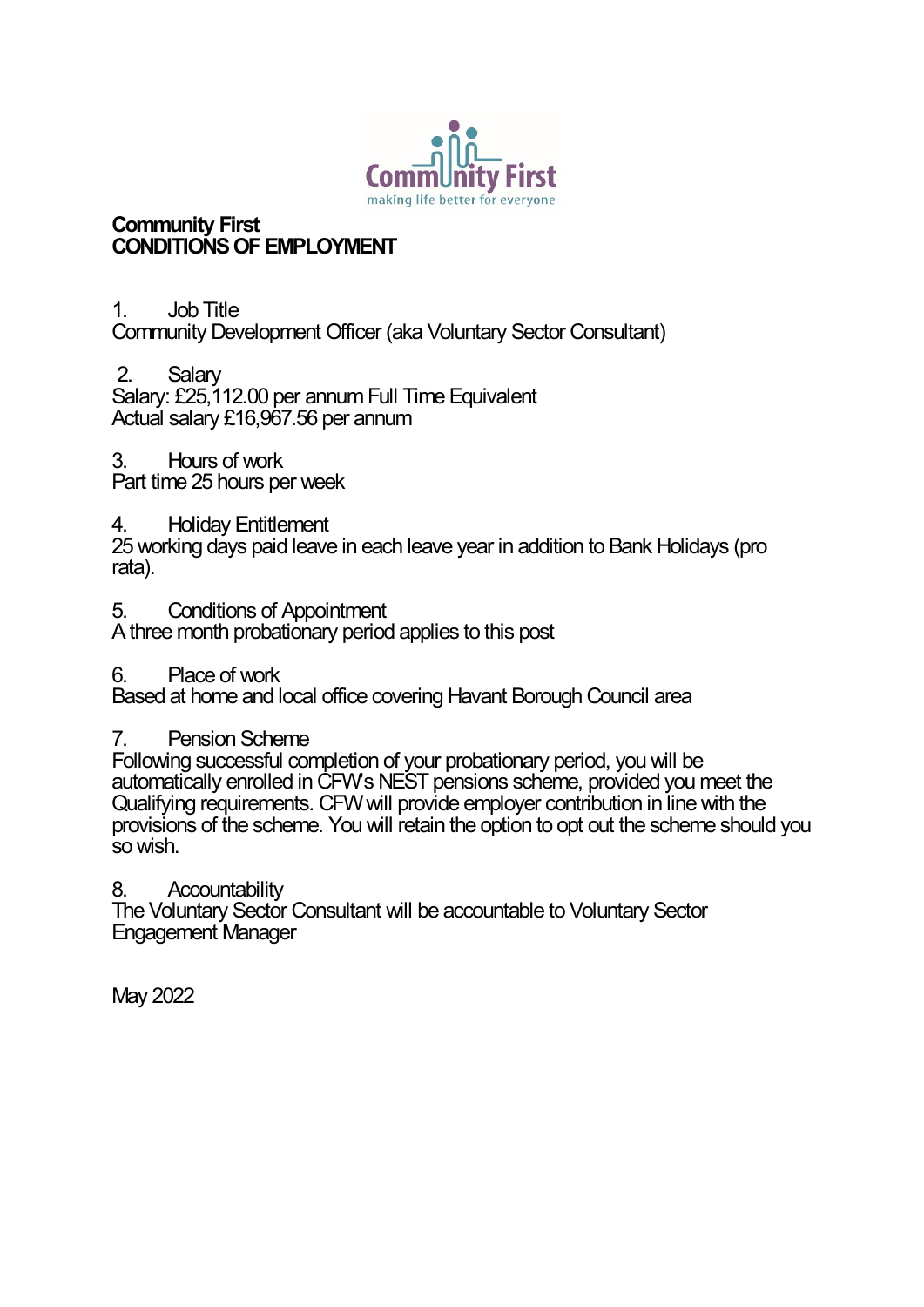**Community First**
**CONDITIONS OF EMPLOYMENT**

1. Job Title
Community Development Officer (aka Voluntary Sector Consultant)

2. Salary
Salary: £25,112.00 per annum Full Time Equivalent
Actual salary £16,967.56 per annum

3. Hours of work
Part time 25 hours per week

4. Holiday Entitlement
25 working days paid leave in each leave year in addition to Bank Holidays (pro rata).

5. Conditions of Appointment
A three month probationary period applies to this post

6. Place of work
Based at home and local office covering Havant Borough Council area

7. Pension Scheme
Following successful completion of your probationary period, you will be automatically enrolled in CFW's NEST pensions scheme, provided you meet the Qualifying requirements. CFW will provide employer contribution in line with the provisions of the scheme. You will retain the option to opt out the scheme should you so wish.

8. Accountability
The Voluntary Sector Consultant will be accountable to Voluntary Sector Engagement Manager

May 2022